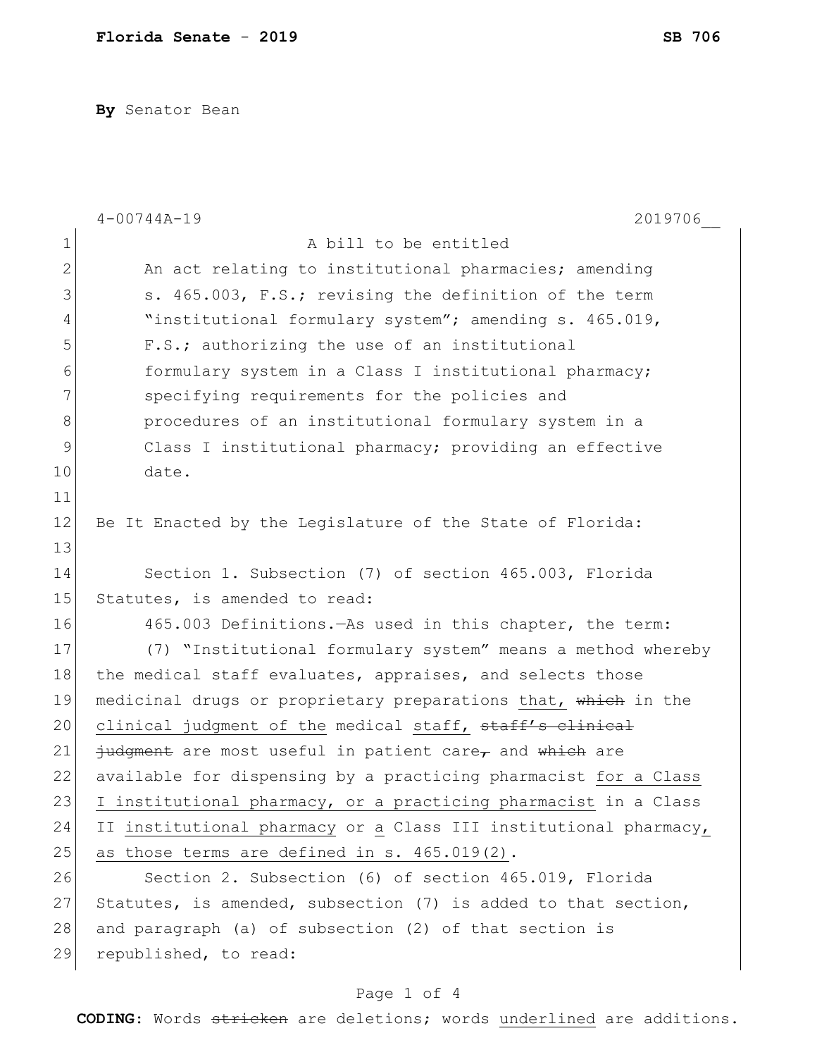**By** Senator Bean

A bill to be entitled

An act relating to institutional pharmacies; amending s. 465.003, F.S.; revising the definition of the term "institutional formulary system"; amending s. 465.019, F.S.; authorizing the use of an institutional formulary system in a Class I institutional pharmacy; specifying requirements for the policies and procedures of an institutional formulary system in a Class I institutional pharmacy; providing an effective date.

Be It Enacted by the Legislature of the State of Florida:

Section 1. Subsection (7) of section 465.003, Florida Statutes, is amended to read:

465.003 Definitions.—As used in this chapter, the term:

(7) "Institutional formulary system" means a method whereby the medical staff evaluates, appraises, and selects those medicinal drugs or proprietary preparations <u>that,</u> ~~which~~ in the <u>clinical judgment of the</u> medical <u>staff,</u> ~~staff's clinical judgment~~ are most useful in patient care~~,~~ and ~~which~~ are available for dispensing by a practicing pharmacist <u>for a Class I institutional pharmacy, or a practicing pharmacist</u> in a Class II <u>institutional pharmacy</u> or <u>a</u> Class III institutional pharmacy<u>, as those terms are defined in s. 465.019(2)</u>.

Section 2. Subsection (6) of section 465.019, Florida Statutes, is amended, subsection (7) is added to that section, and paragraph (a) of subsection (2) of that section is republished, to read: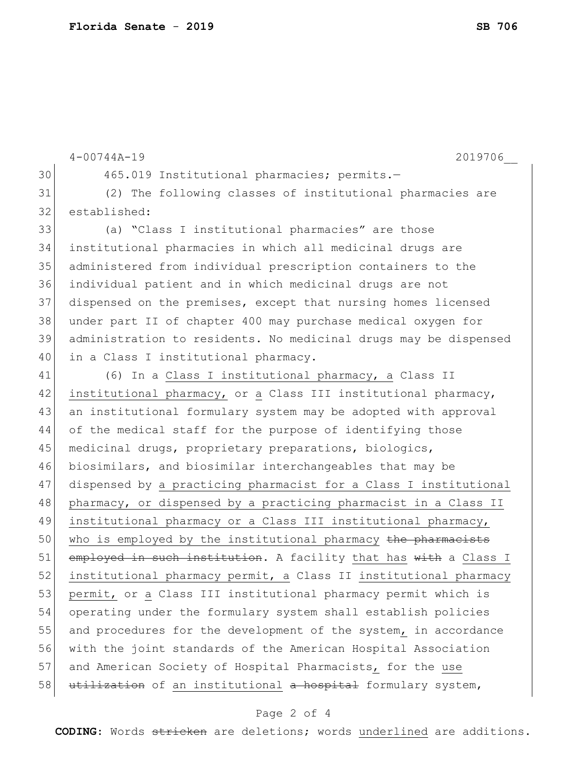465.019 Institutional pharmacies; permits.—

(2) The following classes of institutional pharmacies are established:

(a) "Class I institutional pharmacies" are those institutional pharmacies in which all medicinal drugs are administered from individual prescription containers to the individual patient and in which medicinal drugs are not dispensed on the premises, except that nursing homes licensed under part II of chapter 400 may purchase medical oxygen for administration to residents. No medicinal drugs may be dispensed in a Class I institutional pharmacy.

(6) In a <u>Class I institutional pharmacy, a</u> Class II <u>institutional pharmacy,</u> or <u>a</u> Class III institutional pharmacy, an institutional formulary system may be adopted with approval of the medical staff for the purpose of identifying those medicinal drugs, proprietary preparations, biologics, biosimilars, and biosimilar interchangeables that may be dispensed by <u>a practicing pharmacist for a Class I institutional pharmacy, or dispensed by a practicing pharmacist in a Class II institutional pharmacy or a Class III institutional pharmacy, who is employed by the institutional pharmacy</u> ~~the pharmacists employed in such institution~~. A facility <u>that has</u> ~~with~~ a <u>Class I institutional pharmacy permit, a</u> Class II <u>institutional pharmacy permit,</u> or <u>a</u> Class III institutional pharmacy permit which is operating under the formulary system shall establish policies and procedures for the development of the system<u>,</u> in accordance with the joint standards of the American Hospital Association and American Society of Hospital Pharmacists<u>,</u> for the <u>use</u> ~~utilization~~ of <u>an institutional</u> ~~a hospital~~ formulary system,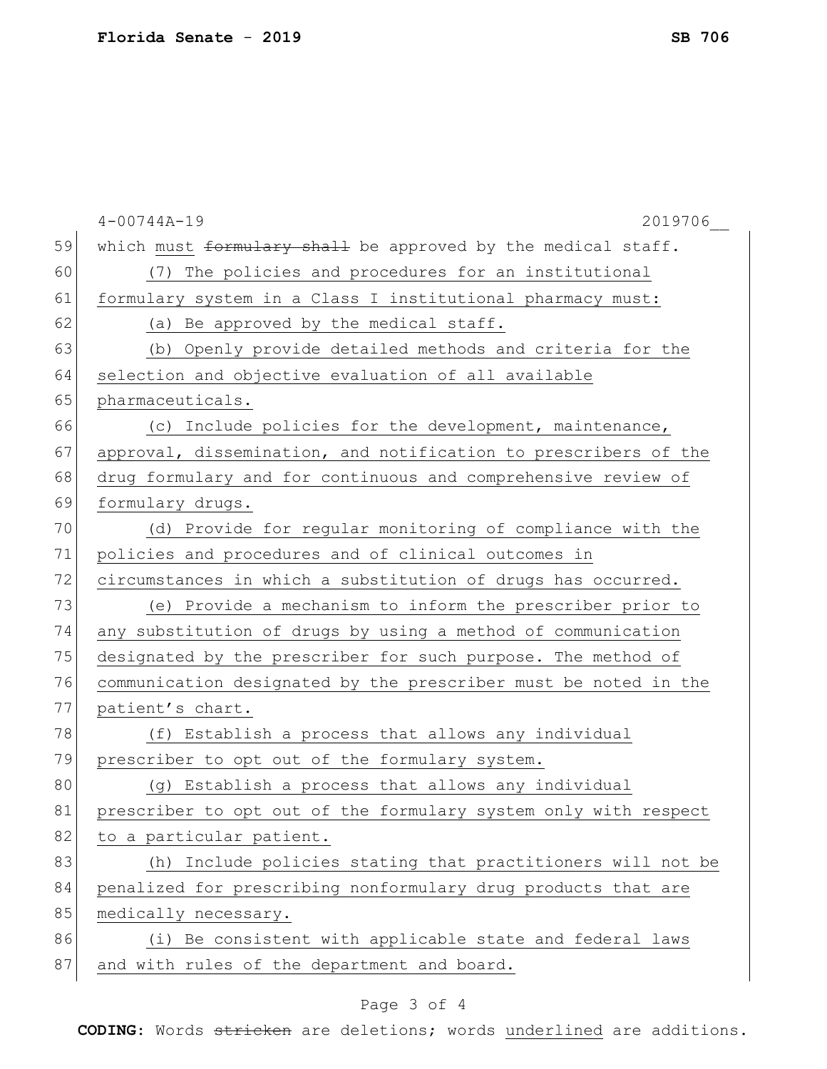which must ~~formulary shall~~ be approved by the medical staff.

(7) The policies and procedures for an institutional formulary system in a Class I institutional pharmacy must:

(a) Be approved by the medical staff.

(b) Openly provide detailed methods and criteria for the selection and objective evaluation of all available pharmaceuticals.

(c) Include policies for the development, maintenance, approval, dissemination, and notification to prescribers of the drug formulary and for continuous and comprehensive review of formulary drugs.

(d) Provide for regular monitoring of compliance with the policies and procedures and of clinical outcomes in circumstances in which a substitution of drugs has occurred.

(e) Provide a mechanism to inform the prescriber prior to any substitution of drugs by using a method of communication designated by the prescriber for such purpose. The method of communication designated by the prescriber must be noted in the patient's chart.

(f) Establish a process that allows any individual prescriber to opt out of the formulary system.

(g) Establish a process that allows any individual prescriber to opt out of the formulary system only with respect to a particular patient.

(h) Include policies stating that practitioners will not be penalized for prescribing nonformulary drug products that are medically necessary.

(i) Be consistent with applicable state and federal laws and with rules of the department and board.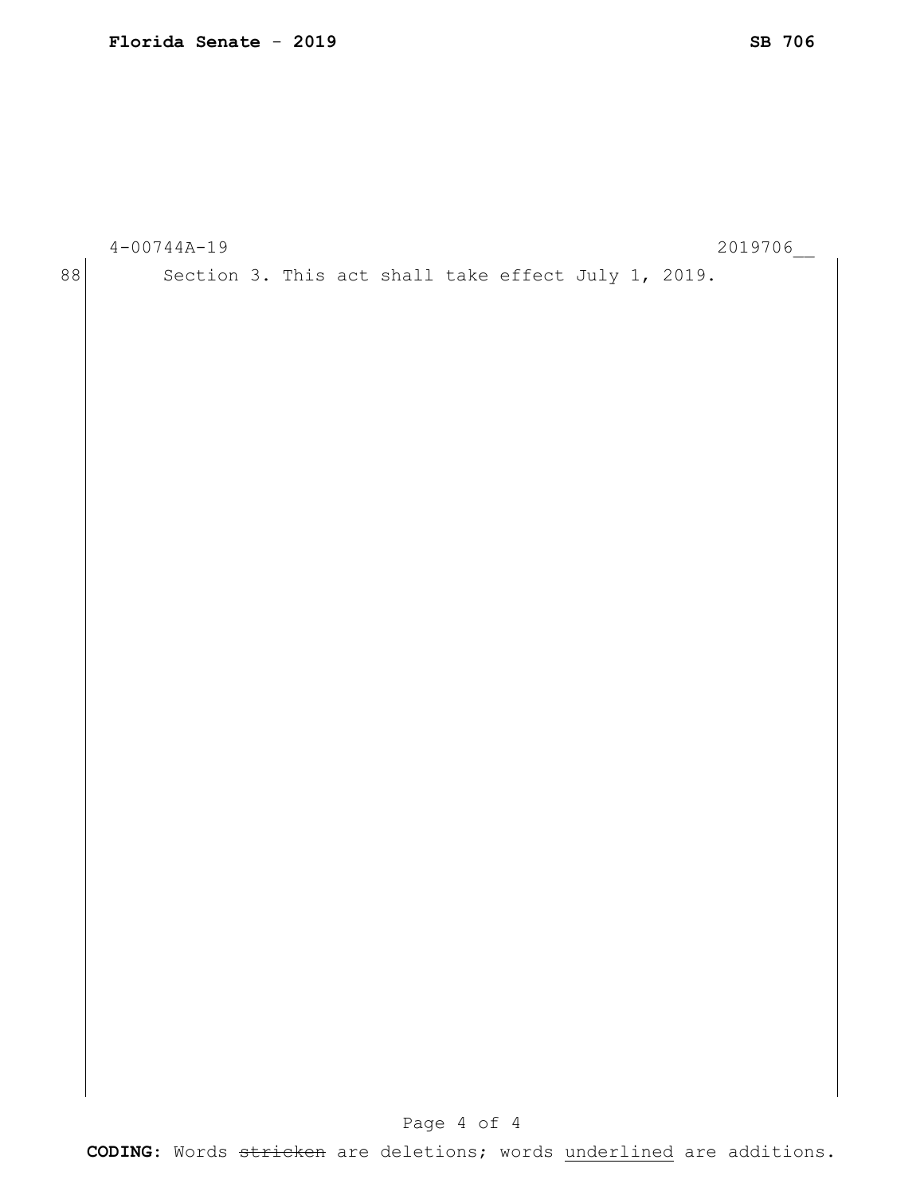4-00744A-19 2019706__

88 Section 3. This act shall take effect July 1, 2019.

**CODING:** Words ~~stricken~~ are deletions; words underlined are additions.